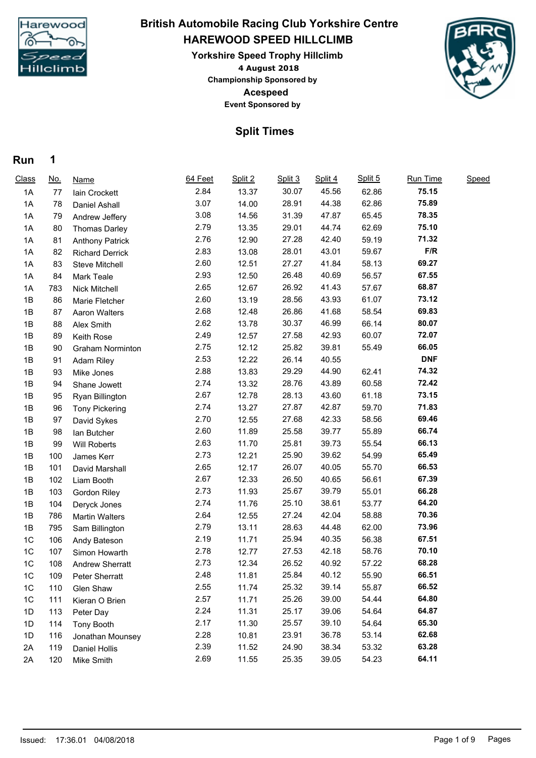# British Automobile Racing Club Yorkshire Centre

## HAREWOOD SPEED HILLCLIMB

### Yorkshire Speed Trophy Hillclimb

**4 August 2018**

**Championship Sponsored by**

**Acespeed**

**Event Sponsored by**

## Split Times

**Run 1**

| Class | No. | Name | 64 Feet | Split 2 | Split 3 | Split 4 | Split 5 | Run Time | Speed |
|---|---|---|---|---|---|---|---|---|---|
| 1A | 77 | Iain Crockett | 2.84 | 13.37 | 30.07 | 45.56 | 62.86 | **75.15** | |
| 1A | 78 | Daniel Ashall | 3.07 | 14.00 | 28.91 | 44.38 | 62.86 | **75.89** | |
| 1A | 79 | Andrew Jeffery | 3.08 | 14.56 | 31.39 | 47.87 | 65.45 | **78.35** | |
| 1A | 80 | Thomas Darley | 2.79 | 13.35 | 29.01 | 44.74 | 62.69 | **75.10** | |
| 1A | 81 | Anthony Patrick | 2.76 | 12.90 | 27.28 | 42.40 | 59.19 | **71.32** | |
| 1A | 82 | Richard Derrick | 2.83 | 13.08 | 28.01 | 43.01 | 59.67 | **F/R** | |
| 1A | 83 | Steve Mitchell | 2.60 | 12.51 | 27.27 | 41.84 | 58.13 | **69.27** | |
| 1A | 84 | Mark Teale | 2.93 | 12.50 | 26.48 | 40.69 | 56.57 | **67.55** | |
| 1A | 783 | Nick Mitchell | 2.65 | 12.67 | 26.92 | 41.43 | 57.67 | **68.87** | |
| 1B | 86 | Marie Fletcher | 2.60 | 13.19 | 28.56 | 43.93 | 61.07 | **73.12** | |
| 1B | 87 | Aaron Walters | 2.68 | 12.48 | 26.86 | 41.68 | 58.54 | **69.83** | |
| 1B | 88 | Alex Smith | 2.62 | 13.78 | 30.37 | 46.99 | 66.14 | **80.07** | |
| 1B | 89 | Keith Rose | 2.49 | 12.57 | 27.58 | 42.93 | 60.07 | **72.07** | |
| 1B | 90 | Graham Norminton | 2.75 | 12.12 | 25.82 | 39.81 | 55.49 | **66.05** | |
| 1B | 91 | Adam Riley | 2.53 | 12.22 | 26.14 | 40.55 | | **DNF** | |
| 1B | 93 | Mike Jones | 2.88 | 13.83 | 29.29 | 44.90 | 62.41 | **74.32** | |
| 1B | 94 | Shane Jowett | 2.74 | 13.32 | 28.76 | 43.89 | 60.58 | **72.42** | |
| 1B | 95 | Ryan Billington | 2.67 | 12.78 | 28.13 | 43.60 | 61.18 | **73.15** | |
| 1B | 96 | Tony Pickering | 2.74 | 13.27 | 27.87 | 42.87 | 59.70 | **71.83** | |
| 1B | 97 | David Sykes | 2.70 | 12.55 | 27.68 | 42.33 | 58.56 | **69.46** | |
| 1B | 98 | Ian Butcher | 2.60 | 11.89 | 25.58 | 39.77 | 55.89 | **66.74** | |
| 1B | 99 | Will Roberts | 2.63 | 11.70 | 25.81 | 39.73 | 55.54 | **66.13** | |
| 1B | 100 | James Kerr | 2.73 | 12.21 | 25.90 | 39.62 | 54.99 | **65.49** | |
| 1B | 101 | David Marshall | 2.65 | 12.17 | 26.07 | 40.05 | 55.70 | **66.53** | |
| 1B | 102 | Liam Booth | 2.67 | 12.33 | 26.50 | 40.65 | 56.61 | **67.39** | |
| 1B | 103 | Gordon Riley | 2.73 | 11.93 | 25.67 | 39.79 | 55.01 | **66.28** | |
| 1B | 104 | Deryck Jones | 2.74 | 11.76 | 25.10 | 38.61 | 53.77 | **64.20** | |
| 1B | 786 | Martin Walters | 2.64 | 12.55 | 27.24 | 42.04 | 58.88 | **70.36** | |
| 1B | 795 | Sam Billington | 2.79 | 13.11 | 28.63 | 44.48 | 62.00 | **73.96** | |
| 1C | 106 | Andy Bateson | 2.19 | 11.71 | 25.94 | 40.35 | 56.38 | **67.51** | |
| 1C | 107 | Simon Howarth | 2.78 | 12.77 | 27.53 | 42.18 | 58.76 | **70.10** | |
| 1C | 108 | Andrew Sherratt | 2.73 | 12.34 | 26.52 | 40.92 | 57.22 | **68.28** | |
| 1C | 109 | Peter Sherratt | 2.48 | 11.81 | 25.84 | 40.12 | 55.90 | **66.51** | |
| 1C | 110 | Glen Shaw | 2.55 | 11.74 | 25.32 | 39.14 | 55.87 | **66.52** | |
| 1C | 111 | Kieran O Brien | 2.57 | 11.71 | 25.26 | 39.00 | 54.44 | **64.80** | |
| 1D | 113 | Peter Day | 2.24 | 11.31 | 25.17 | 39.06 | 54.64 | **64.87** | |
| 1D | 114 | Tony Booth | 2.17 | 11.30 | 25.57 | 39.10 | 54.64 | **65.30** | |
| 1D | 116 | Jonathan Mounsey | 2.28 | 10.81 | 23.91 | 36.78 | 53.14 | **62.68** | |
| 2A | 119 | Daniel Hollis | 2.39 | 11.52 | 24.90 | 38.34 | 53.32 | **63.28** | |
| 2A | 120 | Mike Smith | 2.69 | 11.55 | 25.35 | 39.05 | 54.23 | **64.11** | |

Issued: 17:36.01 04/08/2018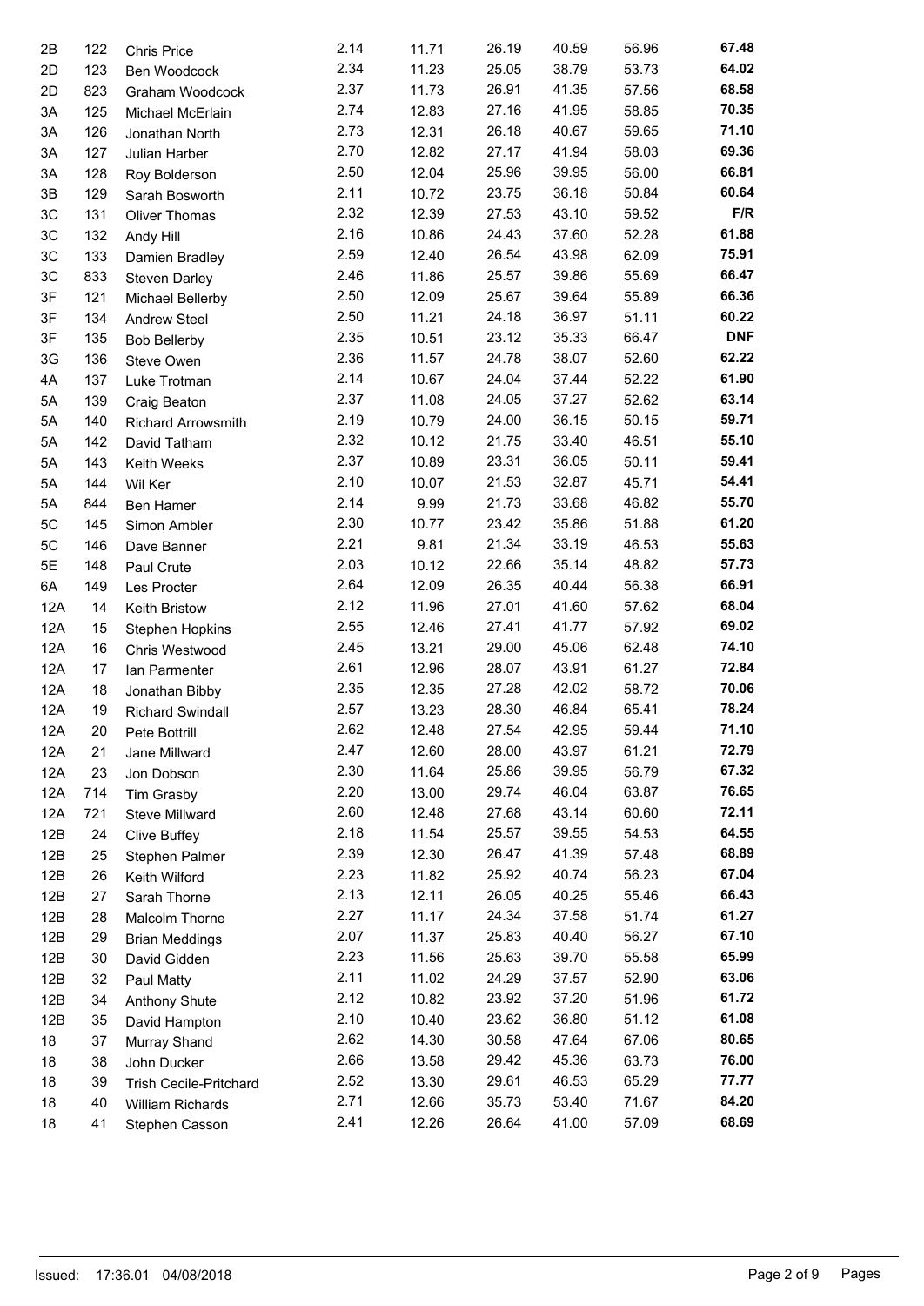| | | | | | | | | |
|---|---|---|---|---|---|---|---|---|
| 2B | 122 | Chris Price | 2.14 | 11.71 | 26.19 | 40.59 | 56.96 | **67.48** |
| 2D | 123 | Ben Woodcock | 2.34 | 11.23 | 25.05 | 38.79 | 53.73 | **64.02** |
| 2D | 823 | Graham Woodcock | 2.37 | 11.73 | 26.91 | 41.35 | 57.56 | **68.58** |
| 3A | 125 | Michael McErlain | 2.74 | 12.83 | 27.16 | 41.95 | 58.85 | **70.35** |
| 3A | 126 | Jonathan North | 2.73 | 12.31 | 26.18 | 40.67 | 59.65 | **71.10** |
| 3A | 127 | Julian Harber | 2.70 | 12.82 | 27.17 | 41.94 | 58.03 | **69.36** |
| 3A | 128 | Roy Bolderson | 2.50 | 12.04 | 25.96 | 39.95 | 56.00 | **66.81** |
| 3B | 129 | Sarah Bosworth | 2.11 | 10.72 | 23.75 | 36.18 | 50.84 | **60.64** |
| 3C | 131 | Oliver Thomas | 2.32 | 12.39 | 27.53 | 43.10 | 59.52 | **F/R** |
| 3C | 132 | Andy Hill | 2.16 | 10.86 | 24.43 | 37.60 | 52.28 | **61.88** |
| 3C | 133 | Damien Bradley | 2.59 | 12.40 | 26.54 | 43.98 | 62.09 | **75.91** |
| 3C | 833 | Steven Darley | 2.46 | 11.86 | 25.57 | 39.86 | 55.69 | **66.47** |
| 3F | 121 | Michael Bellerby | 2.50 | 12.09 | 25.67 | 39.64 | 55.89 | **66.36** |
| 3F | 134 | Andrew Steel | 2.50 | 11.21 | 24.18 | 36.97 | 51.11 | **60.22** |
| 3F | 135 | Bob Bellerby | 2.35 | 10.51 | 23.12 | 35.33 | 66.47 | **DNF** |
| 3G | 136 | Steve Owen | 2.36 | 11.57 | 24.78 | 38.07 | 52.60 | **62.22** |
| 4A | 137 | Luke Trotman | 2.14 | 10.67 | 24.04 | 37.44 | 52.22 | **61.90** |
| 5A | 139 | Craig Beaton | 2.37 | 11.08 | 24.05 | 37.27 | 52.62 | **63.14** |
| 5A | 140 | Richard Arrowsmith | 2.19 | 10.79 | 24.00 | 36.15 | 50.15 | **59.71** |
| 5A | 142 | David Tatham | 2.32 | 10.12 | 21.75 | 33.40 | 46.51 | **55.10** |
| 5A | 143 | Keith Weeks | 2.37 | 10.89 | 23.31 | 36.05 | 50.11 | **59.41** |
| 5A | 144 | Wil Ker | 2.10 | 10.07 | 21.53 | 32.87 | 45.71 | **54.41** |
| 5A | 844 | Ben Hamer | 2.14 | 9.99 | 21.73 | 33.68 | 46.82 | **55.70** |
| 5C | 145 | Simon Ambler | 2.30 | 10.77 | 23.42 | 35.86 | 51.88 | **61.20** |
| 5C | 146 | Dave Banner | 2.21 | 9.81 | 21.34 | 33.19 | 46.53 | **55.63** |
| 5E | 148 | Paul Crute | 2.03 | 10.12 | 22.66 | 35.14 | 48.82 | **57.73** |
| 6A | 149 | Les Procter | 2.64 | 12.09 | 26.35 | 40.44 | 56.38 | **66.91** |
| 12A | 14 | Keith Bristow | 2.12 | 11.96 | 27.01 | 41.60 | 57.62 | **68.04** |
| 12A | 15 | Stephen Hopkins | 2.55 | 12.46 | 27.41 | 41.77 | 57.92 | **69.02** |
| 12A | 16 | Chris Westwood | 2.45 | 13.21 | 29.00 | 45.06 | 62.48 | **74.10** |
| 12A | 17 | Ian Parmenter | 2.61 | 12.96 | 28.07 | 43.91 | 61.27 | **72.84** |
| 12A | 18 | Jonathan Bibby | 2.35 | 12.35 | 27.28 | 42.02 | 58.72 | **70.06** |
| 12A | 19 | Richard Swindall | 2.57 | 13.23 | 28.30 | 46.84 | 65.41 | **78.24** |
| 12A | 20 | Pete Bottrill | 2.62 | 12.48 | 27.54 | 42.95 | 59.44 | **71.10** |
| 12A | 21 | Jane Millward | 2.47 | 12.60 | 28.00 | 43.97 | 61.21 | **72.79** |
| 12A | 23 | Jon Dobson | 2.30 | 11.64 | 25.86 | 39.95 | 56.79 | **67.32** |
| 12A | 714 | Tim Grasby | 2.20 | 13.00 | 29.74 | 46.04 | 63.87 | **76.65** |
| 12A | 721 | Steve Millward | 2.60 | 12.48 | 27.68 | 43.14 | 60.60 | **72.11** |
| 12B | 24 | Clive Buffey | 2.18 | 11.54 | 25.57 | 39.55 | 54.53 | **64.55** |
| 12B | 25 | Stephen Palmer | 2.39 | 12.30 | 26.47 | 41.39 | 57.48 | **68.89** |
| 12B | 26 | Keith Wilford | 2.23 | 11.82 | 25.92 | 40.74 | 56.23 | **67.04** |
| 12B | 27 | Sarah Thorne | 2.13 | 12.11 | 26.05 | 40.25 | 55.46 | **66.43** |
| 12B | 28 | Malcolm Thorne | 2.27 | 11.17 | 24.34 | 37.58 | 51.74 | **61.27** |
| 12B | 29 | Brian Meddings | 2.07 | 11.37 | 25.83 | 40.40 | 56.27 | **67.10** |
| 12B | 30 | David Gidden | 2.23 | 11.56 | 25.63 | 39.70 | 55.58 | **65.99** |
| 12B | 32 | Paul Matty | 2.11 | 11.02 | 24.29 | 37.57 | 52.90 | **63.06** |
| 12B | 34 | Anthony Shute | 2.12 | 10.82 | 23.92 | 37.20 | 51.96 | **61.72** |
| 12B | 35 | David Hampton | 2.10 | 10.40 | 23.62 | 36.80 | 51.12 | **61.08** |
| 18 | 37 | Murray Shand | 2.62 | 14.30 | 30.58 | 47.64 | 67.06 | **80.65** |
| 18 | 38 | John Ducker | 2.66 | 13.58 | 29.42 | 45.36 | 63.73 | **76.00** |
| 18 | 39 | Trish Cecile-Pritchard | 2.52 | 13.30 | 29.61 | 46.53 | 65.29 | **77.77** |
| 18 | 40 | William Richards | 2.71 | 12.66 | 35.73 | 53.40 | 71.67 | **84.20** |
| 18 | 41 | Stephen Casson | 2.41 | 12.26 | 26.64 | 41.00 | 57.09 | **68.69** |

Issued: 17:36.01 04/08/2018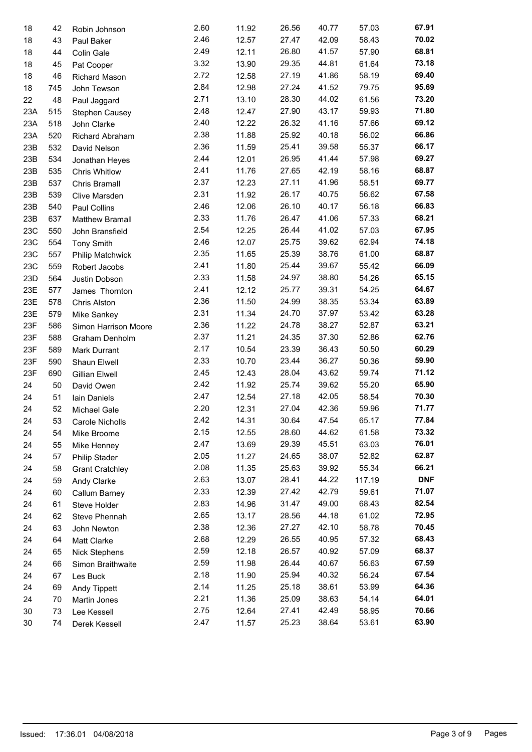| | | | | | | | | |
|---|---|---|---|---|---|---|---|---|
| 18 | 42 | Robin Johnson | 2.60 | 11.92 | 26.56 | 40.77 | 57.03 | **67.91** |
| 18 | 43 | Paul Baker | 2.46 | 12.57 | 27.47 | 42.09 | 58.43 | **70.02** |
| 18 | 44 | Colin Gale | 2.49 | 12.11 | 26.80 | 41.57 | 57.90 | **68.81** |
| 18 | 45 | Pat Cooper | 3.32 | 13.90 | 29.35 | 44.81 | 61.64 | **73.18** |
| 18 | 46 | Richard Mason | 2.72 | 12.58 | 27.19 | 41.86 | 58.19 | **69.40** |
| 18 | 745 | John Tewson | 2.84 | 12.98 | 27.24 | 41.52 | 79.75 | **95.69** |
| 22 | 48 | Paul Jaggard | 2.71 | 13.10 | 28.30 | 44.02 | 61.56 | **73.20** |
| 23A | 515 | Stephen Causey | 2.48 | 12.47 | 27.90 | 43.17 | 59.93 | **71.80** |
| 23A | 518 | John Clarke | 2.40 | 12.22 | 26.32 | 41.16 | 57.66 | **69.12** |
| 23A | 520 | Richard Abraham | 2.38 | 11.88 | 25.92 | 40.18 | 56.02 | **66.86** |
| 23B | 532 | David Nelson | 2.36 | 11.59 | 25.41 | 39.58 | 55.37 | **66.17** |
| 23B | 534 | Jonathan Heyes | 2.44 | 12.01 | 26.95 | 41.44 | 57.98 | **69.27** |
| 23B | 535 | Chris Whitlow | 2.41 | 11.76 | 27.65 | 42.19 | 58.16 | **68.87** |
| 23B | 537 | Chris Bramall | 2.37 | 12.23 | 27.11 | 41.96 | 58.51 | **69.77** |
| 23B | 539 | Clive Marsden | 2.31 | 11.92 | 26.17 | 40.75 | 56.62 | **67.58** |
| 23B | 540 | Paul Collins | 2.46 | 12.06 | 26.10 | 40.17 | 56.18 | **66.83** |
| 23B | 637 | Matthew Bramall | 2.33 | 11.76 | 26.47 | 41.06 | 57.33 | **68.21** |
| 23C | 550 | John Bransfield | 2.54 | 12.25 | 26.44 | 41.02 | 57.03 | **67.95** |
| 23C | 554 | Tony Smith | 2.46 | 12.07 | 25.75 | 39.62 | 62.94 | **74.18** |
| 23C | 557 | Philip Matchwick | 2.35 | 11.65 | 25.39 | 38.76 | 61.00 | **68.87** |
| 23C | 559 | Robert Jacobs | 2.41 | 11.80 | 25.44 | 39.67 | 55.42 | **66.09** |
| 23D | 564 | Justin Dobson | 2.33 | 11.58 | 24.97 | 38.80 | 54.26 | **65.15** |
| 23E | 577 | James Thornton | 2.41 | 12.12 | 25.77 | 39.31 | 54.25 | **64.67** |
| 23E | 578 | Chris Alston | 2.36 | 11.50 | 24.99 | 38.35 | 53.34 | **63.89** |
| 23E | 579 | Mike Sankey | 2.31 | 11.34 | 24.70 | 37.97 | 53.42 | **63.28** |
| 23F | 586 | Simon Harrison Moore | 2.36 | 11.22 | 24.78 | 38.27 | 52.87 | **63.21** |
| 23F | 588 | Graham Denholm | 2.37 | 11.21 | 24.35 | 37.30 | 52.86 | **62.76** |
| 23F | 589 | Mark Durrant | 2.17 | 10.54 | 23.39 | 36.43 | 50.50 | **60.29** |
| 23F | 590 | Shaun Elwell | 2.33 | 10.70 | 23.44 | 36.27 | 50.36 | **59.90** |
| 23F | 690 | Gillian Elwell | 2.45 | 12.43 | 28.04 | 43.62 | 59.74 | **71.12** |
| 24 | 50 | David Owen | 2.42 | 11.92 | 25.74 | 39.62 | 55.20 | **65.90** |
| 24 | 51 | Iain Daniels | 2.47 | 12.54 | 27.18 | 42.05 | 58.54 | **70.30** |
| 24 | 52 | Michael Gale | 2.20 | 12.31 | 27.04 | 42.36 | 59.96 | **71.77** |
| 24 | 53 | Carole Nicholls | 2.42 | 14.31 | 30.64 | 47.54 | 65.17 | **77.84** |
| 24 | 54 | Mike Broome | 2.15 | 12.55 | 28.60 | 44.62 | 61.58 | **73.32** |
| 24 | 55 | Mike Henney | 2.47 | 13.69 | 29.39 | 45.51 | 63.03 | **76.01** |
| 24 | 57 | Philip Stader | 2.05 | 11.27 | 24.65 | 38.07 | 52.82 | **62.87** |
| 24 | 58 | Grant Cratchley | 2.08 | 11.35 | 25.63 | 39.92 | 55.34 | **66.21** |
| 24 | 59 | Andy Clarke | 2.63 | 13.07 | 28.41 | 44.22 | 117.19 | **DNF** |
| 24 | 60 | Callum Barney | 2.33 | 12.39 | 27.42 | 42.79 | 59.61 | **71.07** |
| 24 | 61 | Steve Holder | 2.83 | 14.96 | 31.47 | 49.00 | 68.43 | **82.54** |
| 24 | 62 | Steve Phennah | 2.65 | 13.17 | 28.56 | 44.18 | 61.02 | **72.95** |
| 24 | 63 | John Newton | 2.38 | 12.36 | 27.27 | 42.10 | 58.78 | **70.45** |
| 24 | 64 | Matt Clarke | 2.68 | 12.29 | 26.55 | 40.95 | 57.32 | **68.43** |
| 24 | 65 | Nick Stephens | 2.59 | 12.18 | 26.57 | 40.92 | 57.09 | **68.37** |
| 24 | 66 | Simon Braithwaite | 2.59 | 11.98 | 26.44 | 40.67 | 56.63 | **67.59** |
| 24 | 67 | Les Buck | 2.18 | 11.90 | 25.94 | 40.32 | 56.24 | **67.54** |
| 24 | 69 | Andy Tippett | 2.14 | 11.25 | 25.18 | 38.61 | 53.99 | **64.36** |
| 24 | 70 | Martin Jones | 2.21 | 11.36 | 25.09 | 38.63 | 54.14 | **64.01** |
| 30 | 73 | Lee Kessell | 2.75 | 12.64 | 27.41 | 42.49 | 58.95 | **70.66** |
| 30 | 74 | Derek Kessell | 2.47 | 11.57 | 25.23 | 38.64 | 53.61 | **63.90** |

Issued: 17:36.01 04/08/2018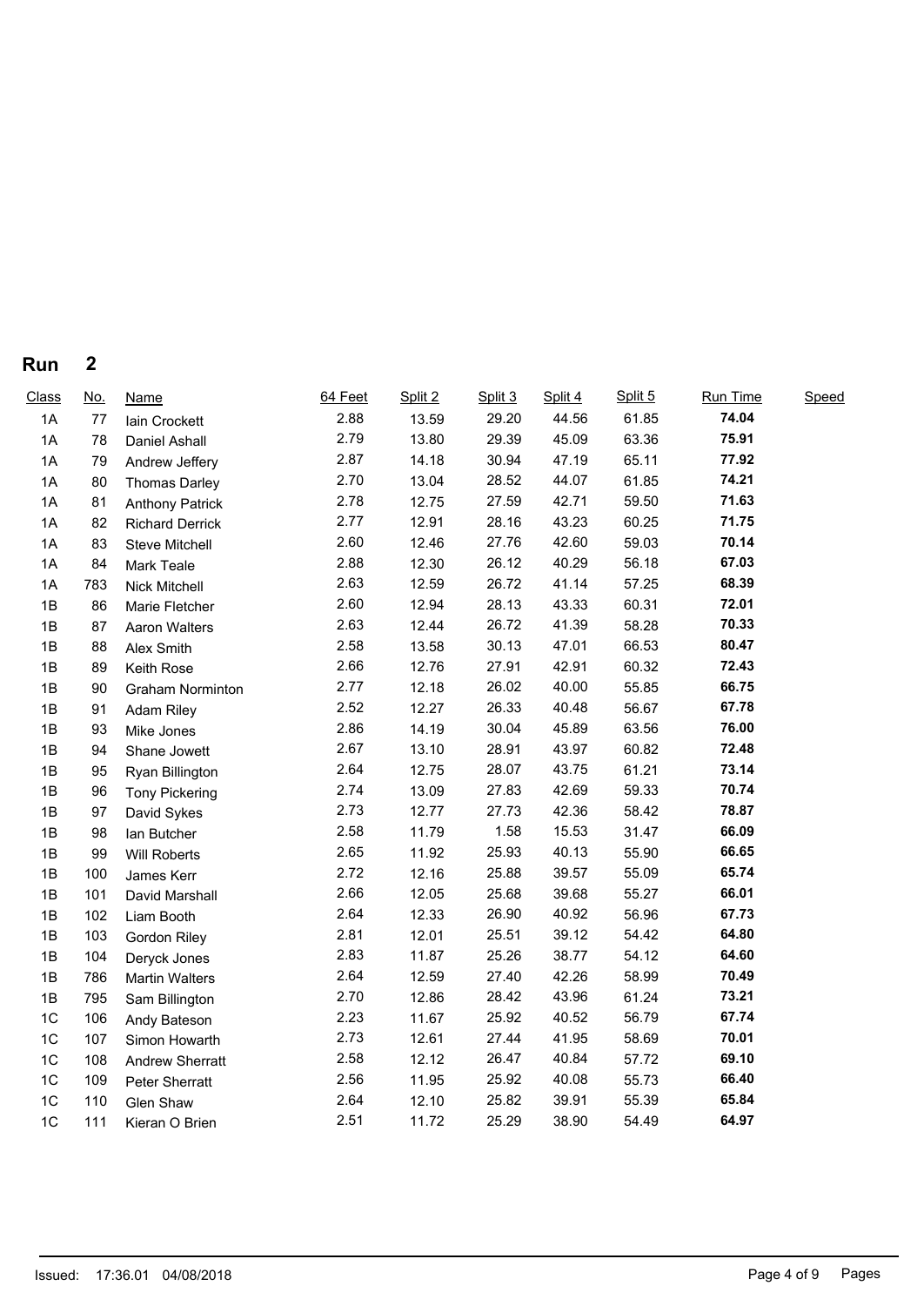## Run 2

| Class | No. | Name | 64 Feet | Split 2 | Split 3 | Split 4 | Split 5 | Run Time | Speed |
|---|---|---|---|---|---|---|---|---|---|
| 1A | 77 | Iain Crockett | 2.88 | 13.59 | 29.20 | 44.56 | 61.85 | **74.04** | |
| 1A | 78 | Daniel Ashall | 2.79 | 13.80 | 29.39 | 45.09 | 63.36 | **75.91** | |
| 1A | 79 | Andrew Jeffery | 2.87 | 14.18 | 30.94 | 47.19 | 65.11 | **77.92** | |
| 1A | 80 | Thomas Darley | 2.70 | 13.04 | 28.52 | 44.07 | 61.85 | **74.21** | |
| 1A | 81 | Anthony Patrick | 2.78 | 12.75 | 27.59 | 42.71 | 59.50 | **71.63** | |
| 1A | 82 | Richard Derrick | 2.77 | 12.91 | 28.16 | 43.23 | 60.25 | **71.75** | |
| 1A | 83 | Steve Mitchell | 2.60 | 12.46 | 27.76 | 42.60 | 59.03 | **70.14** | |
| 1A | 84 | Mark Teale | 2.88 | 12.30 | 26.12 | 40.29 | 56.18 | **67.03** | |
| 1A | 783 | Nick Mitchell | 2.63 | 12.59 | 26.72 | 41.14 | 57.25 | **68.39** | |
| 1B | 86 | Marie Fletcher | 2.60 | 12.94 | 28.13 | 43.33 | 60.31 | **72.01** | |
| 1B | 87 | Aaron Walters | 2.63 | 12.44 | 26.72 | 41.39 | 58.28 | **70.33** | |
| 1B | 88 | Alex Smith | 2.58 | 13.58 | 30.13 | 47.01 | 66.53 | **80.47** | |
| 1B | 89 | Keith Rose | 2.66 | 12.76 | 27.91 | 42.91 | 60.32 | **72.43** | |
| 1B | 90 | Graham Norminton | 2.77 | 12.18 | 26.02 | 40.00 | 55.85 | **66.75** | |
| 1B | 91 | Adam Riley | 2.52 | 12.27 | 26.33 | 40.48 | 56.67 | **67.78** | |
| 1B | 93 | Mike Jones | 2.86 | 14.19 | 30.04 | 45.89 | 63.56 | **76.00** | |
| 1B | 94 | Shane Jowett | 2.67 | 13.10 | 28.91 | 43.97 | 60.82 | **72.48** | |
| 1B | 95 | Ryan Billington | 2.64 | 12.75 | 28.07 | 43.75 | 61.21 | **73.14** | |
| 1B | 96 | Tony Pickering | 2.74 | 13.09 | 27.83 | 42.69 | 59.33 | **70.74** | |
| 1B | 97 | David Sykes | 2.73 | 12.77 | 27.73 | 42.36 | 58.42 | **78.87** | |
| 1B | 98 | Ian Butcher | 2.58 | 11.79 | 1.58 | 15.53 | 31.47 | **66.09** | |
| 1B | 99 | Will Roberts | 2.65 | 11.92 | 25.93 | 40.13 | 55.90 | **66.65** | |
| 1B | 100 | James Kerr | 2.72 | 12.16 | 25.88 | 39.57 | 55.09 | **65.74** | |
| 1B | 101 | David Marshall | 2.66 | 12.05 | 25.68 | 39.68 | 55.27 | **66.01** | |
| 1B | 102 | Liam Booth | 2.64 | 12.33 | 26.90 | 40.92 | 56.96 | **67.73** | |
| 1B | 103 | Gordon Riley | 2.81 | 12.01 | 25.51 | 39.12 | 54.42 | **64.80** | |
| 1B | 104 | Deryck Jones | 2.83 | 11.87 | 25.26 | 38.77 | 54.12 | **64.60** | |
| 1B | 786 | Martin Walters | 2.64 | 12.59 | 27.40 | 42.26 | 58.99 | **70.49** | |
| 1B | 795 | Sam Billington | 2.70 | 12.86 | 28.42 | 43.96 | 61.24 | **73.21** | |
| 1C | 106 | Andy Bateson | 2.23 | 11.67 | 25.92 | 40.52 | 56.79 | **67.74** | |
| 1C | 107 | Simon Howarth | 2.73 | 12.61 | 27.44 | 41.95 | 58.69 | **70.01** | |
| 1C | 108 | Andrew Sherratt | 2.58 | 12.12 | 26.47 | 40.84 | 57.72 | **69.10** | |
| 1C | 109 | Peter Sherratt | 2.56 | 11.95 | 25.92 | 40.08 | 55.73 | **66.40** | |
| 1C | 110 | Glen Shaw | 2.64 | 12.10 | 25.82 | 39.91 | 55.39 | **65.84** | |
| 1C | 111 | Kieran O Brien | 2.51 | 11.72 | 25.29 | 38.90 | 54.49 | **64.97** | |

Issued: 17:36.01 04/08/2018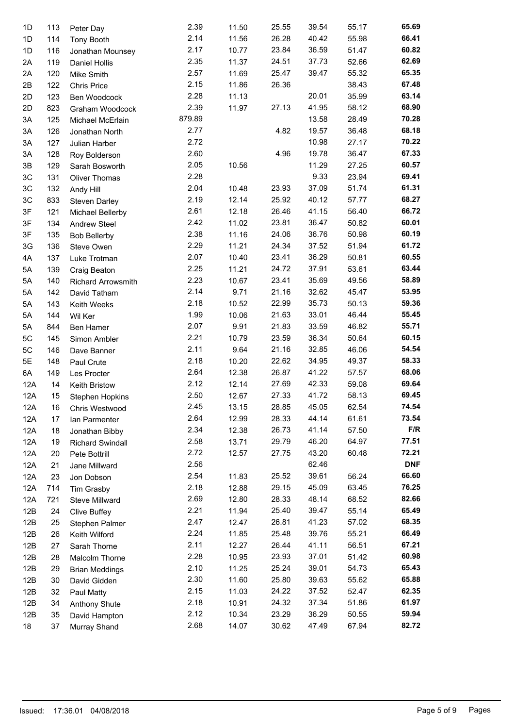| | | | | | | | | |
|---|---|---|---|---|---|---|---|---|
| 1D | 113 | Peter Day | 2.39 | 11.50 | 25.55 | 39.54 | 55.17 | **65.69** |
| 1D | 114 | Tony Booth | 2.14 | 11.56 | 26.28 | 40.42 | 55.98 | **66.41** |
| 1D | 116 | Jonathan Mounsey | 2.17 | 10.77 | 23.84 | 36.59 | 51.47 | **60.82** |
| 2A | 119 | Daniel Hollis | 2.35 | 11.37 | 24.51 | 37.73 | 52.66 | **62.69** |
| 2A | 120 | Mike Smith | 2.57 | 11.69 | 25.47 | 39.47 | 55.32 | **65.35** |
| 2B | 122 | Chris Price | 2.15 | 11.86 | 26.36 | | 38.43 | **67.48** |
| 2D | 123 | Ben Woodcock | 2.28 | 11.13 | | 20.01 | 35.99 | **63.14** |
| 2D | 823 | Graham Woodcock | 2.39 | 11.97 | 27.13 | 41.95 | 58.12 | **68.90** |
| 3A | 125 | Michael McErlain | 879.89 | | | 13.58 | 28.49 | **70.28** |
| 3A | 126 | Jonathan North | 2.77 | | 4.82 | 19.57 | 36.48 | **68.18** |
| 3A | 127 | Julian Harber | 2.72 | | | 10.98 | 27.17 | **70.22** |
| 3A | 128 | Roy Bolderson | 2.60 | | 4.96 | 19.78 | 36.47 | **67.33** |
| 3B | 129 | Sarah Bosworth | 2.05 | 10.56 | | 11.29 | 27.25 | **60.57** |
| 3C | 131 | Oliver Thomas | 2.28 | | | 9.33 | 23.94 | **69.41** |
| 3C | 132 | Andy Hill | 2.04 | 10.48 | 23.93 | 37.09 | 51.74 | **61.31** |
| 3C | 833 | Steven Darley | 2.19 | 12.14 | 25.92 | 40.12 | 57.77 | **68.27** |
| 3F | 121 | Michael Bellerby | 2.61 | 12.18 | 26.46 | 41.15 | 56.40 | **66.72** |
| 3F | 134 | Andrew Steel | 2.42 | 11.02 | 23.81 | 36.47 | 50.82 | **60.01** |
| 3F | 135 | Bob Bellerby | 2.38 | 11.16 | 24.06 | 36.76 | 50.98 | **60.19** |
| 3G | 136 | Steve Owen | 2.29 | 11.21 | 24.34 | 37.52 | 51.94 | **61.72** |
| 4A | 137 | Luke Trotman | 2.07 | 10.40 | 23.41 | 36.29 | 50.81 | **60.55** |
| 5A | 139 | Craig Beaton | 2.25 | 11.21 | 24.72 | 37.91 | 53.61 | **63.44** |
| 5A | 140 | Richard Arrowsmith | 2.23 | 10.67 | 23.41 | 35.69 | 49.56 | **58.89** |
| 5A | 142 | David Tatham | 2.14 | 9.71 | 21.16 | 32.62 | 45.47 | **53.95** |
| 5A | 143 | Keith Weeks | 2.18 | 10.52 | 22.99 | 35.73 | 50.13 | **59.36** |
| 5A | 144 | Wil Ker | 1.99 | 10.06 | 21.63 | 33.01 | 46.44 | **55.45** |
| 5A | 844 | Ben Hamer | 2.07 | 9.91 | 21.83 | 33.59 | 46.82 | **55.71** |
| 5C | 145 | Simon Ambler | 2.21 | 10.79 | 23.59 | 36.34 | 50.64 | **60.15** |
| 5C | 146 | Dave Banner | 2.11 | 9.64 | 21.16 | 32.85 | 46.06 | **54.54** |
| 5E | 148 | Paul Crute | 2.18 | 10.20 | 22.62 | 34.95 | 49.37 | **58.33** |
| 6A | 149 | Les Procter | 2.64 | 12.38 | 26.87 | 41.22 | 57.57 | **68.06** |
| 12A | 14 | Keith Bristow | 2.12 | 12.14 | 27.69 | 42.33 | 59.08 | **69.64** |
| 12A | 15 | Stephen Hopkins | 2.50 | 12.67 | 27.33 | 41.72 | 58.13 | **69.45** |
| 12A | 16 | Chris Westwood | 2.45 | 13.15 | 28.85 | 45.05 | 62.54 | **74.54** |
| 12A | 17 | Ian Parmenter | 2.64 | 12.99 | 28.33 | 44.14 | 61.61 | **73.54** |
| 12A | 18 | Jonathan Bibby | 2.34 | 12.38 | 26.73 | 41.14 | 57.50 | **F/R** |
| 12A | 19 | Richard Swindall | 2.58 | 13.71 | 29.79 | 46.20 | 64.97 | **77.51** |
| 12A | 20 | Pete Bottrill | 2.72 | 12.57 | 27.75 | 43.20 | 60.48 | **72.21** |
| 12A | 21 | Jane Millward | 2.56 | | | 62.46 | | **DNF** |
| 12A | 23 | Jon Dobson | 2.54 | 11.83 | 25.52 | 39.61 | 56.24 | **66.60** |
| 12A | 714 | Tim Grasby | 2.18 | 12.88 | 29.15 | 45.09 | 63.45 | **76.25** |
| 12A | 721 | Steve Millward | 2.69 | 12.80 | 28.33 | 48.14 | 68.52 | **82.66** |
| 12B | 24 | Clive Buffey | 2.21 | 11.94 | 25.40 | 39.47 | 55.14 | **65.49** |
| 12B | 25 | Stephen Palmer | 2.47 | 12.47 | 26.81 | 41.23 | 57.02 | **68.35** |
| 12B | 26 | Keith Wilford | 2.24 | 11.85 | 25.48 | 39.76 | 55.21 | **66.49** |
| 12B | 27 | Sarah Thorne | 2.11 | 12.27 | 26.44 | 41.11 | 56.51 | **67.21** |
| 12B | 28 | Malcolm Thorne | 2.28 | 10.95 | 23.93 | 37.01 | 51.42 | **60.98** |
| 12B | 29 | Brian Meddings | 2.10 | 11.25 | 25.24 | 39.01 | 54.73 | **65.43** |
| 12B | 30 | David Gidden | 2.30 | 11.60 | 25.80 | 39.63 | 55.62 | **65.88** |
| 12B | 32 | Paul Matty | 2.15 | 11.03 | 24.22 | 37.52 | 52.47 | **62.35** |
| 12B | 34 | Anthony Shute | 2.18 | 10.91 | 24.32 | 37.34 | 51.86 | **61.97** |
| 12B | 35 | David Hampton | 2.12 | 10.34 | 23.29 | 36.29 | 50.55 | **59.94** |
| 18 | 37 | Murray Shand | 2.68 | 14.07 | 30.62 | 47.49 | 67.94 | **82.72** |

Issued: 17:36.01 04/08/2018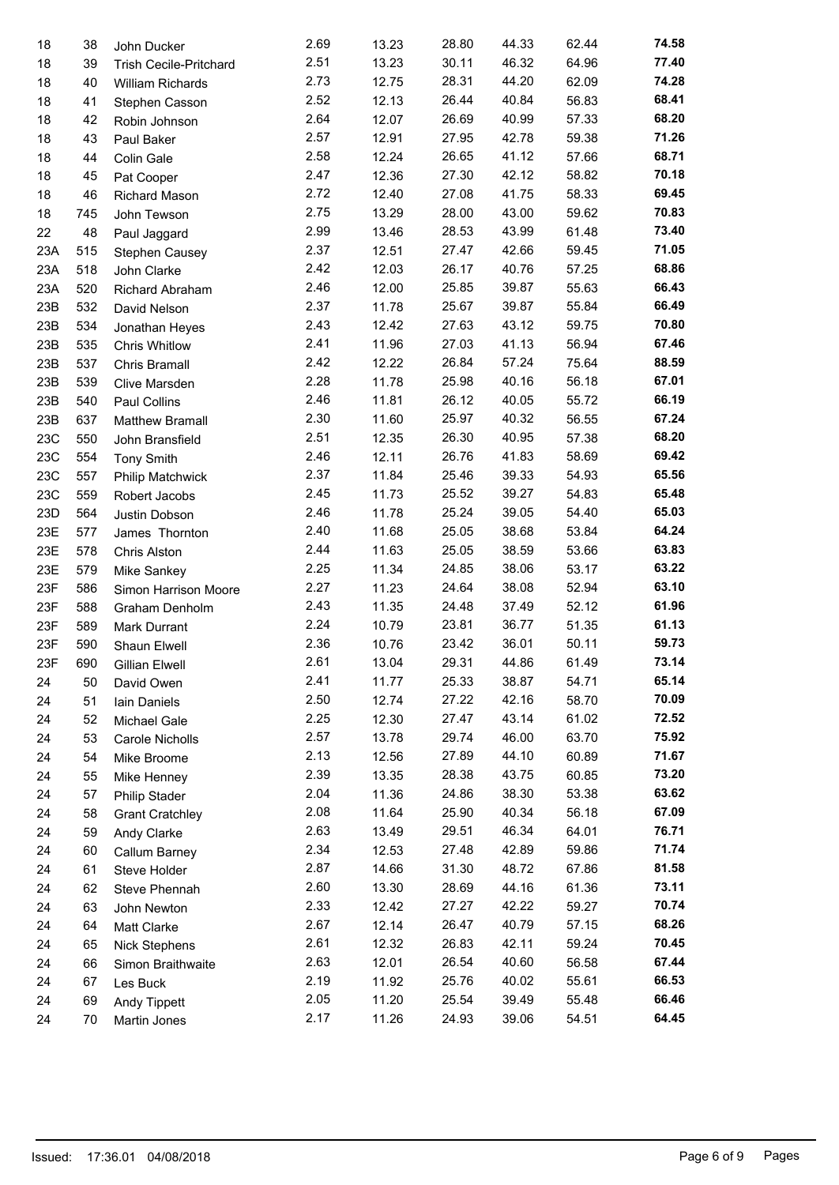| | | | | | | | | |
|---|---|---|---|---|---|---|---|---|
| 18 | 38 | John Ducker | 2.69 | 13.23 | 28.80 | 44.33 | 62.44 | **74.58** |
| 18 | 39 | Trish Cecile-Pritchard | 2.51 | 13.23 | 30.11 | 46.32 | 64.96 | **77.40** |
| 18 | 40 | William Richards | 2.73 | 12.75 | 28.31 | 44.20 | 62.09 | **74.28** |
| 18 | 41 | Stephen Casson | 2.52 | 12.13 | 26.44 | 40.84 | 56.83 | **68.41** |
| 18 | 42 | Robin Johnson | 2.64 | 12.07 | 26.69 | 40.99 | 57.33 | **68.20** |
| 18 | 43 | Paul Baker | 2.57 | 12.91 | 27.95 | 42.78 | 59.38 | **71.26** |
| 18 | 44 | Colin Gale | 2.58 | 12.24 | 26.65 | 41.12 | 57.66 | **68.71** |
| 18 | 45 | Pat Cooper | 2.47 | 12.36 | 27.30 | 42.12 | 58.82 | **70.18** |
| 18 | 46 | Richard Mason | 2.72 | 12.40 | 27.08 | 41.75 | 58.33 | **69.45** |
| 18 | 745 | John Tewson | 2.75 | 13.29 | 28.00 | 43.00 | 59.62 | **70.83** |
| 22 | 48 | Paul Jaggard | 2.99 | 13.46 | 28.53 | 43.99 | 61.48 | **73.40** |
| 23A | 515 | Stephen Causey | 2.37 | 12.51 | 27.47 | 42.66 | 59.45 | **71.05** |
| 23A | 518 | John Clarke | 2.42 | 12.03 | 26.17 | 40.76 | 57.25 | **68.86** |
| 23A | 520 | Richard Abraham | 2.46 | 12.00 | 25.85 | 39.87 | 55.63 | **66.43** |
| 23B | 532 | David Nelson | 2.37 | 11.78 | 25.67 | 39.87 | 55.84 | **66.49** |
| 23B | 534 | Jonathan Heyes | 2.43 | 12.42 | 27.63 | 43.12 | 59.75 | **70.80** |
| 23B | 535 | Chris Whitlow | 2.41 | 11.96 | 27.03 | 41.13 | 56.94 | **67.46** |
| 23B | 537 | Chris Bramall | 2.42 | 12.22 | 26.84 | 57.24 | 75.64 | **88.59** |
| 23B | 539 | Clive Marsden | 2.28 | 11.78 | 25.98 | 40.16 | 56.18 | **67.01** |
| 23B | 540 | Paul Collins | 2.46 | 11.81 | 26.12 | 40.05 | 55.72 | **66.19** |
| 23B | 637 | Matthew Bramall | 2.30 | 11.60 | 25.97 | 40.32 | 56.55 | **67.24** |
| 23C | 550 | John Bransfield | 2.51 | 12.35 | 26.30 | 40.95 | 57.38 | **68.20** |
| 23C | 554 | Tony Smith | 2.46 | 12.11 | 26.76 | 41.83 | 58.69 | **69.42** |
| 23C | 557 | Philip Matchwick | 2.37 | 11.84 | 25.46 | 39.33 | 54.93 | **65.56** |
| 23C | 559 | Robert Jacobs | 2.45 | 11.73 | 25.52 | 39.27 | 54.83 | **65.48** |
| 23D | 564 | Justin Dobson | 2.46 | 11.78 | 25.24 | 39.05 | 54.40 | **65.03** |
| 23E | 577 | James Thornton | 2.40 | 11.68 | 25.05 | 38.68 | 53.84 | **64.24** |
| 23E | 578 | Chris Alston | 2.44 | 11.63 | 25.05 | 38.59 | 53.66 | **63.83** |
| 23E | 579 | Mike Sankey | 2.25 | 11.34 | 24.85 | 38.06 | 53.17 | **63.22** |
| 23F | 586 | Simon Harrison Moore | 2.27 | 11.23 | 24.64 | 38.08 | 52.94 | **63.10** |
| 23F | 588 | Graham Denholm | 2.43 | 11.35 | 24.48 | 37.49 | 52.12 | **61.96** |
| 23F | 589 | Mark Durrant | 2.24 | 10.79 | 23.81 | 36.77 | 51.35 | **61.13** |
| 23F | 590 | Shaun Elwell | 2.36 | 10.76 | 23.42 | 36.01 | 50.11 | **59.73** |
| 23F | 690 | Gillian Elwell | 2.61 | 13.04 | 29.31 | 44.86 | 61.49 | **73.14** |
| 24 | 50 | David Owen | 2.41 | 11.77 | 25.33 | 38.87 | 54.71 | **65.14** |
| 24 | 51 | Iain Daniels | 2.50 | 12.74 | 27.22 | 42.16 | 58.70 | **70.09** |
| 24 | 52 | Michael Gale | 2.25 | 12.30 | 27.47 | 43.14 | 61.02 | **72.52** |
| 24 | 53 | Carole Nicholls | 2.57 | 13.78 | 29.74 | 46.00 | 63.70 | **75.92** |
| 24 | 54 | Mike Broome | 2.13 | 12.56 | 27.89 | 44.10 | 60.89 | **71.67** |
| 24 | 55 | Mike Henney | 2.39 | 13.35 | 28.38 | 43.75 | 60.85 | **73.20** |
| 24 | 57 | Philip Stader | 2.04 | 11.36 | 24.86 | 38.30 | 53.38 | **63.62** |
| 24 | 58 | Grant Cratchley | 2.08 | 11.64 | 25.90 | 40.34 | 56.18 | **67.09** |
| 24 | 59 | Andy Clarke | 2.63 | 13.49 | 29.51 | 46.34 | 64.01 | **76.71** |
| 24 | 60 | Callum Barney | 2.34 | 12.53 | 27.48 | 42.89 | 59.86 | **71.74** |
| 24 | 61 | Steve Holder | 2.87 | 14.66 | 31.30 | 48.72 | 67.86 | **81.58** |
| 24 | 62 | Steve Phennah | 2.60 | 13.30 | 28.69 | 44.16 | 61.36 | **73.11** |
| 24 | 63 | John Newton | 2.33 | 12.42 | 27.27 | 42.22 | 59.27 | **70.74** |
| 24 | 64 | Matt Clarke | 2.67 | 12.14 | 26.47 | 40.79 | 57.15 | **68.26** |
| 24 | 65 | Nick Stephens | 2.61 | 12.32 | 26.83 | 42.11 | 59.24 | **70.45** |
| 24 | 66 | Simon Braithwaite | 2.63 | 12.01 | 26.54 | 40.60 | 56.58 | **67.44** |
| 24 | 67 | Les Buck | 2.19 | 11.92 | 25.76 | 40.02 | 55.61 | **66.53** |
| 24 | 69 | Andy Tippett | 2.05 | 11.20 | 25.54 | 39.49 | 55.48 | **66.46** |
| 24 | 70 | Martin Jones | 2.17 | 11.26 | 24.93 | 39.06 | 54.51 | **64.45** |

Issued: 17:36.01 04/08/2018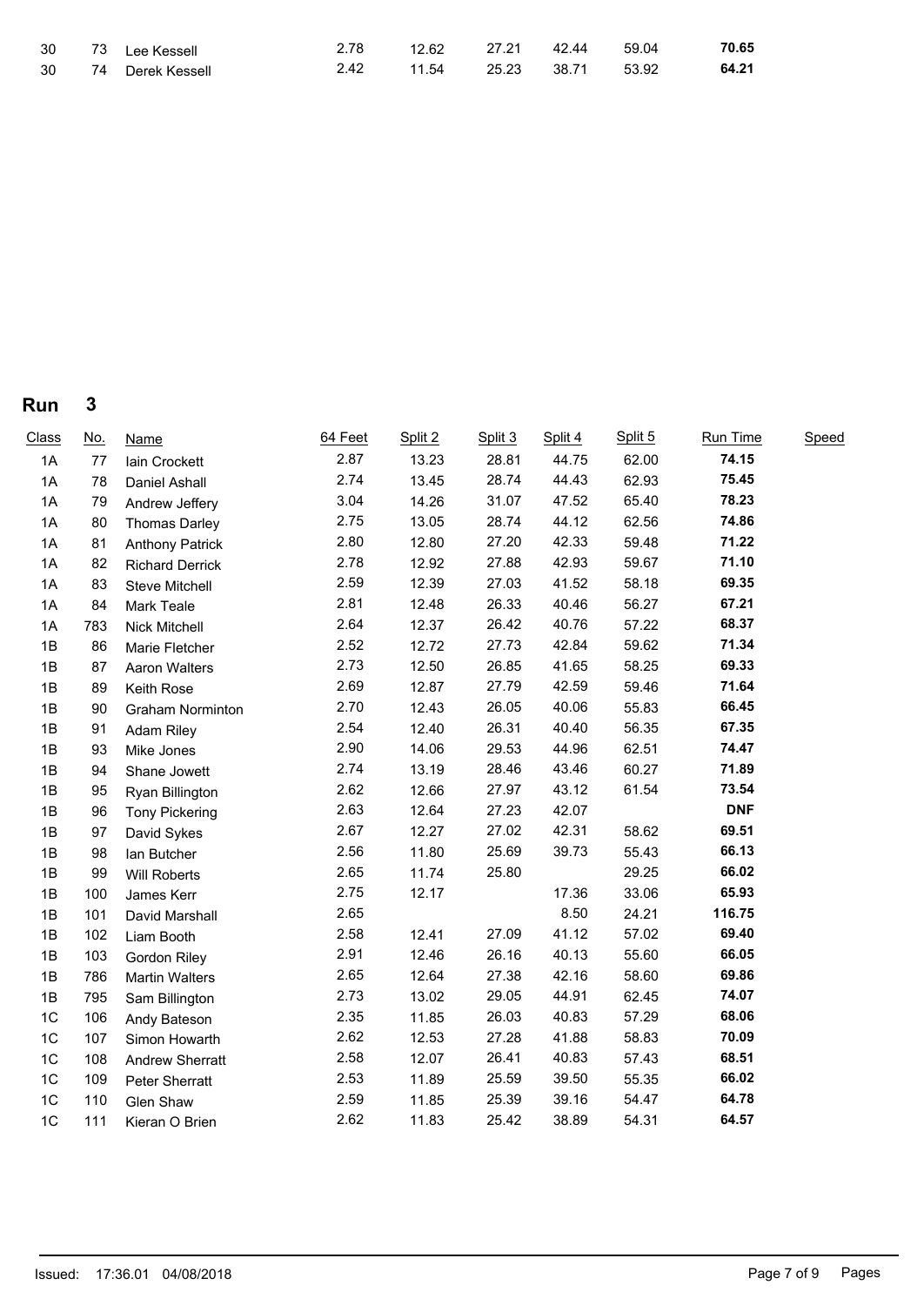| Class | No. | Name | 64 Feet | Split 2 | Split 3 | Split 4 | Split 5 | Run Time | Speed |
|---|---|---|---|---|---|---|---|---|---|
| 30 | 73 | Lee Kessell | 2.78 | 12.62 | 27.21 | 42.44 | 59.04 | **70.65** | |
| 30 | 74 | Derek Kessell | 2.42 | 11.54 | 25.23 | 38.71 | 53.92 | **64.21** | |

## Run 3

| Class | No. | Name | 64 Feet | Split 2 | Split 3 | Split 4 | Split 5 | Run Time | Speed |
|---|---|---|---|---|---|---|---|---|---|
| 1A | 77 | Iain Crockett | 2.87 | 13.23 | 28.81 | 44.75 | 62.00 | **74.15** | |
| 1A | 78 | Daniel Ashall | 2.74 | 13.45 | 28.74 | 44.43 | 62.93 | **75.45** | |
| 1A | 79 | Andrew Jeffery | 3.04 | 14.26 | 31.07 | 47.52 | 65.40 | **78.23** | |
| 1A | 80 | Thomas Darley | 2.75 | 13.05 | 28.74 | 44.12 | 62.56 | **74.86** | |
| 1A | 81 | Anthony Patrick | 2.80 | 12.80 | 27.20 | 42.33 | 59.48 | **71.22** | |
| 1A | 82 | Richard Derrick | 2.78 | 12.92 | 27.88 | 42.93 | 59.67 | **71.10** | |
| 1A | 83 | Steve Mitchell | 2.59 | 12.39 | 27.03 | 41.52 | 58.18 | **69.35** | |
| 1A | 84 | Mark Teale | 2.81 | 12.48 | 26.33 | 40.46 | 56.27 | **67.21** | |
| 1A | 783 | Nick Mitchell | 2.64 | 12.37 | 26.42 | 40.76 | 57.22 | **68.37** | |
| 1B | 86 | Marie Fletcher | 2.52 | 12.72 | 27.73 | 42.84 | 59.62 | **71.34** | |
| 1B | 87 | Aaron Walters | 2.73 | 12.50 | 26.85 | 41.65 | 58.25 | **69.33** | |
| 1B | 89 | Keith Rose | 2.69 | 12.87 | 27.79 | 42.59 | 59.46 | **71.64** | |
| 1B | 90 | Graham Norminton | 2.70 | 12.43 | 26.05 | 40.06 | 55.83 | **66.45** | |
| 1B | 91 | Adam Riley | 2.54 | 12.40 | 26.31 | 40.40 | 56.35 | **67.35** | |
| 1B | 93 | Mike Jones | 2.90 | 14.06 | 29.53 | 44.96 | 62.51 | **74.47** | |
| 1B | 94 | Shane Jowett | 2.74 | 13.19 | 28.46 | 43.46 | 60.27 | **71.89** | |
| 1B | 95 | Ryan Billington | 2.62 | 12.66 | 27.97 | 43.12 | 61.54 | **73.54** | |
| 1B | 96 | Tony Pickering | 2.63 | 12.64 | 27.23 | 42.07 | | **DNF** | |
| 1B | 97 | David Sykes | 2.67 | 12.27 | 27.02 | 42.31 | 58.62 | **69.51** | |
| 1B | 98 | Ian Butcher | 2.56 | 11.80 | 25.69 | 39.73 | 55.43 | **66.13** | |
| 1B | 99 | Will Roberts | 2.65 | 11.74 | 25.80 | | 29.25 | **66.02** | |
| 1B | 100 | James Kerr | 2.75 | 12.17 | | 17.36 | 33.06 | **65.93** | |
| 1B | 101 | David Marshall | 2.65 | | | 8.50 | 24.21 | **116.75** | |
| 1B | 102 | Liam Booth | 2.58 | 12.41 | 27.09 | 41.12 | 57.02 | **69.40** | |
| 1B | 103 | Gordon Riley | 2.91 | 12.46 | 26.16 | 40.13 | 55.60 | **66.05** | |
| 1B | 786 | Martin Walters | 2.65 | 12.64 | 27.38 | 42.16 | 58.60 | **69.86** | |
| 1B | 795 | Sam Billington | 2.73 | 13.02 | 29.05 | 44.91 | 62.45 | **74.07** | |
| 1C | 106 | Andy Bateson | 2.35 | 11.85 | 26.03 | 40.83 | 57.29 | **68.06** | |
| 1C | 107 | Simon Howarth | 2.62 | 12.53 | 27.28 | 41.88 | 58.83 | **70.09** | |
| 1C | 108 | Andrew Sherratt | 2.58 | 12.07 | 26.41 | 40.83 | 57.43 | **68.51** | |
| 1C | 109 | Peter Sherratt | 2.53 | 11.89 | 25.59 | 39.50 | 55.35 | **66.02** | |
| 1C | 110 | Glen Shaw | 2.59 | 11.85 | 25.39 | 39.16 | 54.47 | **64.78** | |
| 1C | 111 | Kieran O Brien | 2.62 | 11.83 | 25.42 | 38.89 | 54.31 | **64.57** | |

Issued: 17:36.01 04/08/2018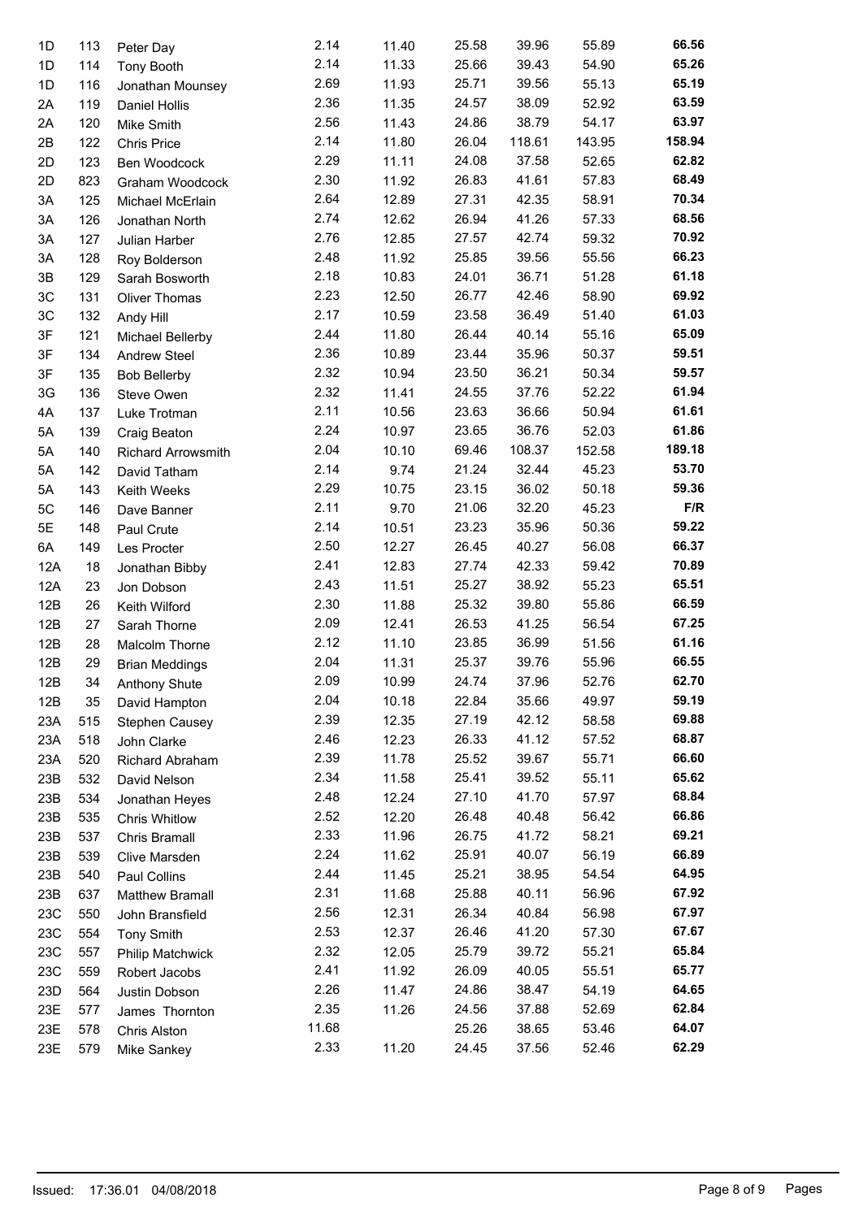| | | | | | | | | |
|---|---|---|---|---|---|---|---|---|
| 1D | 113 | Peter Day | 2.14 | 11.40 | 25.58 | 39.96 | 55.89 | **66.56** |
| 1D | 114 | Tony Booth | 2.14 | 11.33 | 25.66 | 39.43 | 54.90 | **65.26** |
| 1D | 116 | Jonathan Mounsey | 2.69 | 11.93 | 25.71 | 39.56 | 55.13 | **65.19** |
| 2A | 119 | Daniel Hollis | 2.36 | 11.35 | 24.57 | 38.09 | 52.92 | **63.59** |
| 2A | 120 | Mike Smith | 2.56 | 11.43 | 24.86 | 38.79 | 54.17 | **63.97** |
| 2B | 122 | Chris Price | 2.14 | 11.80 | 26.04 | 118.61 | 143.95 | **158.94** |
| 2D | 123 | Ben Woodcock | 2.29 | 11.11 | 24.08 | 37.58 | 52.65 | **62.82** |
| 2D | 823 | Graham Woodcock | 2.30 | 11.92 | 26.83 | 41.61 | 57.83 | **68.49** |
| 3A | 125 | Michael McErlain | 2.64 | 12.89 | 27.31 | 42.35 | 58.91 | **70.34** |
| 3A | 126 | Jonathan North | 2.74 | 12.62 | 26.94 | 41.26 | 57.33 | **68.56** |
| 3A | 127 | Julian Harber | 2.76 | 12.85 | 27.57 | 42.74 | 59.32 | **70.92** |
| 3A | 128 | Roy Bolderson | 2.48 | 11.92 | 25.85 | 39.56 | 55.56 | **66.23** |
| 3B | 129 | Sarah Bosworth | 2.18 | 10.83 | 24.01 | 36.71 | 51.28 | **61.18** |
| 3C | 131 | Oliver Thomas | 2.23 | 12.50 | 26.77 | 42.46 | 58.90 | **69.92** |
| 3C | 132 | Andy Hill | 2.17 | 10.59 | 23.58 | 36.49 | 51.40 | **61.03** |
| 3F | 121 | Michael Bellerby | 2.44 | 11.80 | 26.44 | 40.14 | 55.16 | **65.09** |
| 3F | 134 | Andrew Steel | 2.36 | 10.89 | 23.44 | 35.96 | 50.37 | **59.51** |
| 3F | 135 | Bob Bellerby | 2.32 | 10.94 | 23.50 | 36.21 | 50.34 | **59.57** |
| 3G | 136 | Steve Owen | 2.32 | 11.41 | 24.55 | 37.76 | 52.22 | **61.94** |
| 4A | 137 | Luke Trotman | 2.11 | 10.56 | 23.63 | 36.66 | 50.94 | **61.61** |
| 5A | 139 | Craig Beaton | 2.24 | 10.97 | 23.65 | 36.76 | 52.03 | **61.86** |
| 5A | 140 | Richard Arrowsmith | 2.04 | 10.10 | 69.46 | 108.37 | 152.58 | **189.18** |
| 5A | 142 | David Tatham | 2.14 | 9.74 | 21.24 | 32.44 | 45.23 | **53.70** |
| 5A | 143 | Keith Weeks | 2.29 | 10.75 | 23.15 | 36.02 | 50.18 | **59.36** |
| 5C | 146 | Dave Banner | 2.11 | 9.70 | 21.06 | 32.20 | 45.23 | **F/R** |
| 5E | 148 | Paul Crute | 2.14 | 10.51 | 23.23 | 35.96 | 50.36 | **59.22** |
| 6A | 149 | Les Procter | 2.50 | 12.27 | 26.45 | 40.27 | 56.08 | **66.37** |
| 12A | 18 | Jonathan Bibby | 2.41 | 12.83 | 27.74 | 42.33 | 59.42 | **70.89** |
| 12A | 23 | Jon Dobson | 2.43 | 11.51 | 25.27 | 38.92 | 55.23 | **65.51** |
| 12B | 26 | Keith Wilford | 2.30 | 11.88 | 25.32 | 39.80 | 55.86 | **66.59** |
| 12B | 27 | Sarah Thorne | 2.09 | 12.41 | 26.53 | 41.25 | 56.54 | **67.25** |
| 12B | 28 | Malcolm Thorne | 2.12 | 11.10 | 23.85 | 36.99 | 51.56 | **61.16** |
| 12B | 29 | Brian Meddings | 2.04 | 11.31 | 25.37 | 39.76 | 55.96 | **66.55** |
| 12B | 34 | Anthony Shute | 2.09 | 10.99 | 24.74 | 37.96 | 52.76 | **62.70** |
| 12B | 35 | David Hampton | 2.04 | 10.18 | 22.84 | 35.66 | 49.97 | **59.19** |
| 23A | 515 | Stephen Causey | 2.39 | 12.35 | 27.19 | 42.12 | 58.58 | **69.88** |
| 23A | 518 | John Clarke | 2.46 | 12.23 | 26.33 | 41.12 | 57.52 | **68.87** |
| 23A | 520 | Richard Abraham | 2.39 | 11.78 | 25.52 | 39.67 | 55.71 | **66.60** |
| 23B | 532 | David Nelson | 2.34 | 11.58 | 25.41 | 39.52 | 55.11 | **65.62** |
| 23B | 534 | Jonathan Heyes | 2.48 | 12.24 | 27.10 | 41.70 | 57.97 | **68.84** |
| 23B | 535 | Chris Whitlow | 2.52 | 12.20 | 26.48 | 40.48 | 56.42 | **66.86** |
| 23B | 537 | Chris Bramall | 2.33 | 11.96 | 26.75 | 41.72 | 58.21 | **69.21** |
| 23B | 539 | Clive Marsden | 2.24 | 11.62 | 25.91 | 40.07 | 56.19 | **66.89** |
| 23B | 540 | Paul Collins | 2.44 | 11.45 | 25.21 | 38.95 | 54.54 | **64.95** |
| 23B | 637 | Matthew Bramall | 2.31 | 11.68 | 25.88 | 40.11 | 56.96 | **67.92** |
| 23C | 550 | John Bransfield | 2.56 | 12.31 | 26.34 | 40.84 | 56.98 | **67.97** |
| 23C | 554 | Tony Smith | 2.53 | 12.37 | 26.46 | 41.20 | 57.30 | **67.67** |
| 23C | 557 | Philip Matchwick | 2.32 | 12.05 | 25.79 | 39.72 | 55.21 | **65.84** |
| 23C | 559 | Robert Jacobs | 2.41 | 11.92 | 26.09 | 40.05 | 55.51 | **65.77** |
| 23D | 564 | Justin Dobson | 2.26 | 11.47 | 24.86 | 38.47 | 54.19 | **64.65** |
| 23E | 577 | James Thornton | 2.35 | 11.26 | 24.56 | 37.88 | 52.69 | **62.84** |
| 23E | 578 | Chris Alston | 11.68 | | 25.26 | 38.65 | 53.46 | **64.07** |
| 23E | 579 | Mike Sankey | 2.33 | 11.20 | 24.45 | 37.56 | 52.46 | **62.29** |

Issued: 17:36.01 04/08/2018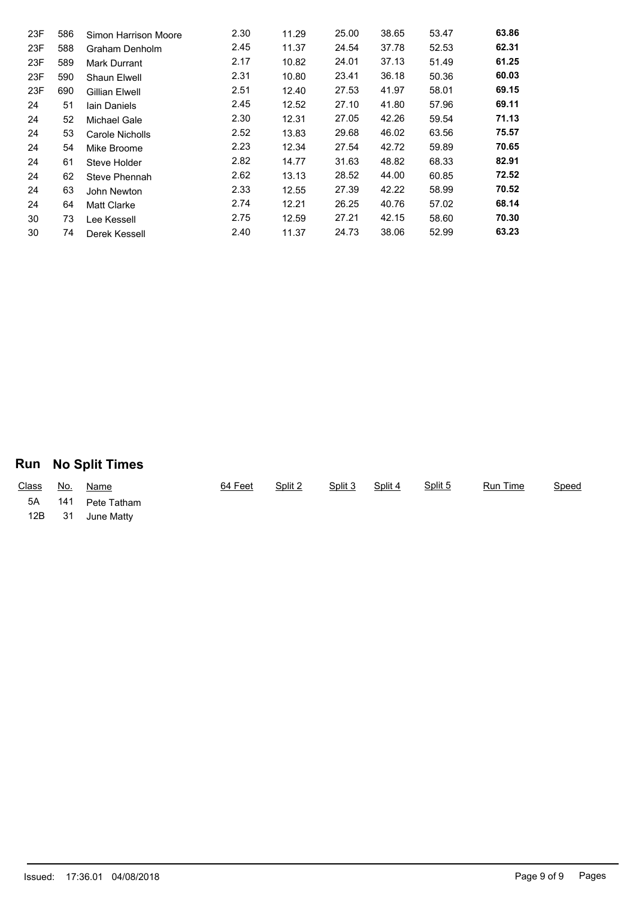| | | | | | | | | |
|---|---|---|---|---|---|---|---|---|
| 23F | 586 | Simon Harrison Moore | 2.30 | 11.29 | 25.00 | 38.65 | 53.47 | **63.86** |
| 23F | 588 | Graham Denholm | 2.45 | 11.37 | 24.54 | 37.78 | 52.53 | **62.31** |
| 23F | 589 | Mark Durrant | 2.17 | 10.82 | 24.01 | 37.13 | 51.49 | **61.25** |
| 23F | 590 | Shaun Elwell | 2.31 | 10.80 | 23.41 | 36.18 | 50.36 | **60.03** |
| 23F | 690 | Gillian Elwell | 2.51 | 12.40 | 27.53 | 41.97 | 58.01 | **69.15** |
| 24 | 51 | Iain Daniels | 2.45 | 12.52 | 27.10 | 41.80 | 57.96 | **69.11** |
| 24 | 52 | Michael Gale | 2.30 | 12.31 | 27.05 | 42.26 | 59.54 | **71.13** |
| 24 | 53 | Carole Nicholls | 2.52 | 13.83 | 29.68 | 46.02 | 63.56 | **75.57** |
| 24 | 54 | Mike Broome | 2.23 | 12.34 | 27.54 | 42.72 | 59.89 | **70.65** |
| 24 | 61 | Steve Holder | 2.82 | 14.77 | 31.63 | 48.82 | 68.33 | **82.91** |
| 24 | 62 | Steve Phennah | 2.62 | 13.13 | 28.52 | 44.00 | 60.85 | **72.52** |
| 24 | 63 | John Newton | 2.33 | 12.55 | 27.39 | 42.22 | 58.99 | **70.52** |
| 24 | 64 | Matt Clarke | 2.74 | 12.21 | 26.25 | 40.76 | 57.02 | **68.14** |
| 30 | 73 | Lee Kessell | 2.75 | 12.59 | 27.21 | 42.15 | 58.60 | **70.30** |
| 30 | 74 | Derek Kessell | 2.40 | 11.37 | 24.73 | 38.06 | 52.99 | **63.23** |

## Run No Split Times

| Class | No. | Name | 64 Feet | Split 2 | Split 3 | Split 4 | Split 5 | Run Time | Speed |
|---|---|---|---|---|---|---|---|---|---|
| 5A | 141 | Pete Tatham | | | | | | | |
| 12B | 31 | June Matty | | | | | | | |

Issued: 17:36.01 04/08/2018